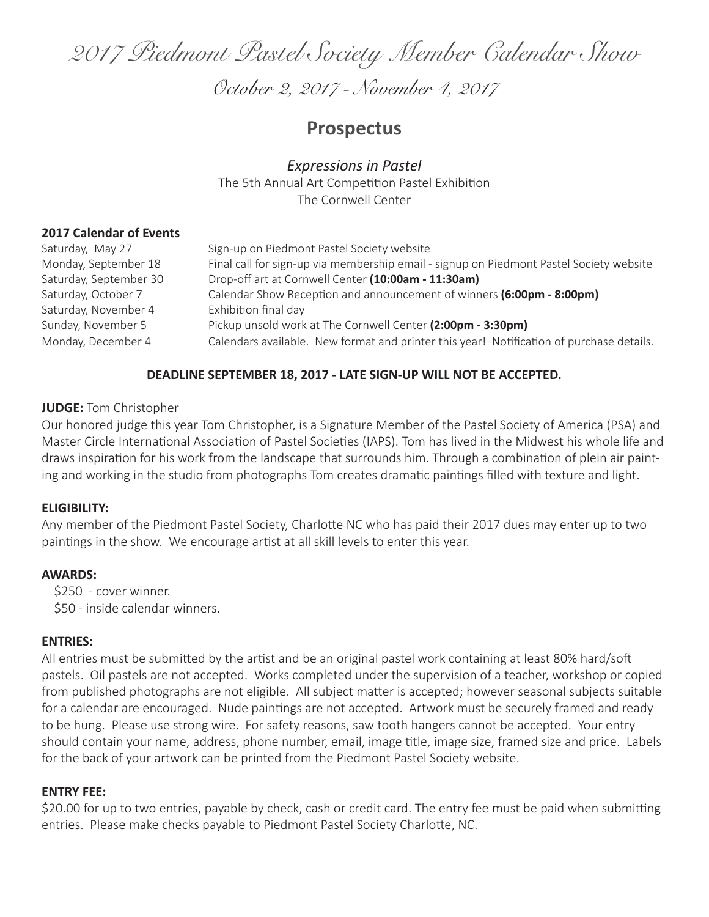# 2017 Piedmont Pastel Society Member Calendar Show

## October 2, 2017 - November 4, 2017

## Prospectus

*Expressions in Pastel*
The 5th Annual Art Competition Pastel Exhibition
The Cornwell Center

**2017 Calendar of Events**

| | |
|---|---|
| Saturday, May 27 | Sign-up on Piedmont Pastel Society website |
| Monday, September 18 | Final call for sign-up via membership email - signup on Piedmont Pastel Society website |
| Saturday, September 30 | Drop-off art at Cornwell Center **(10:00am - 11:30am)** |
| Saturday, October 7 | Calendar Show Reception and announcement of winners **(6:00pm - 8:00pm)** |
| Saturday, November 4 | Exhibition final day |
| Sunday, November 5 | Pickup unsold work at The Cornwell Center **(2:00pm - 3:30pm)** |
| Monday, December 4 | Calendars available. New format and printer this year! Notification of purchase details. |

**DEADLINE SEPTEMBER 18, 2017 - LATE SIGN-UP WILL NOT BE ACCEPTED.**

**JUDGE:** Tom Christopher

Our honored judge this year Tom Christopher, is a Signature Member of the Pastel Society of America (PSA) and Master Circle International Association of Pastel Societies (IAPS). Tom has lived in the Midwest his whole life and draws inspiration for his work from the landscape that surrounds him. Through a combination of plein air painting and working in the studio from photographs Tom creates dramatic paintings filled with texture and light.

**ELIGIBILITY:**

Any member of the Piedmont Pastel Society, Charlotte NC who has paid their 2017 dues may enter up to two paintings in the show. We encourage artist at all skill levels to enter this year.

**AWARDS:**

$250 - cover winner.
$50 - inside calendar winners.

**ENTRIES:**

All entries must be submitted by the artist and be an original pastel work containing at least 80% hard/soft pastels. Oil pastels are not accepted. Works completed under the supervision of a teacher, workshop or copied from published photographs are not eligible. All subject matter is accepted; however seasonal subjects suitable for a calendar are encouraged. Nude paintings are not accepted. Artwork must be securely framed and ready to be hung. Please use strong wire. For safety reasons, saw tooth hangers cannot be accepted. Your entry should contain your name, address, phone number, email, image title, image size, framed size and price. Labels for the back of your artwork can be printed from the Piedmont Pastel Society website.

**ENTRY FEE:**

$20.00 for up to two entries, payable by check, cash or credit card. The entry fee must be paid when submitting entries. Please make checks payable to Piedmont Pastel Society Charlotte, NC.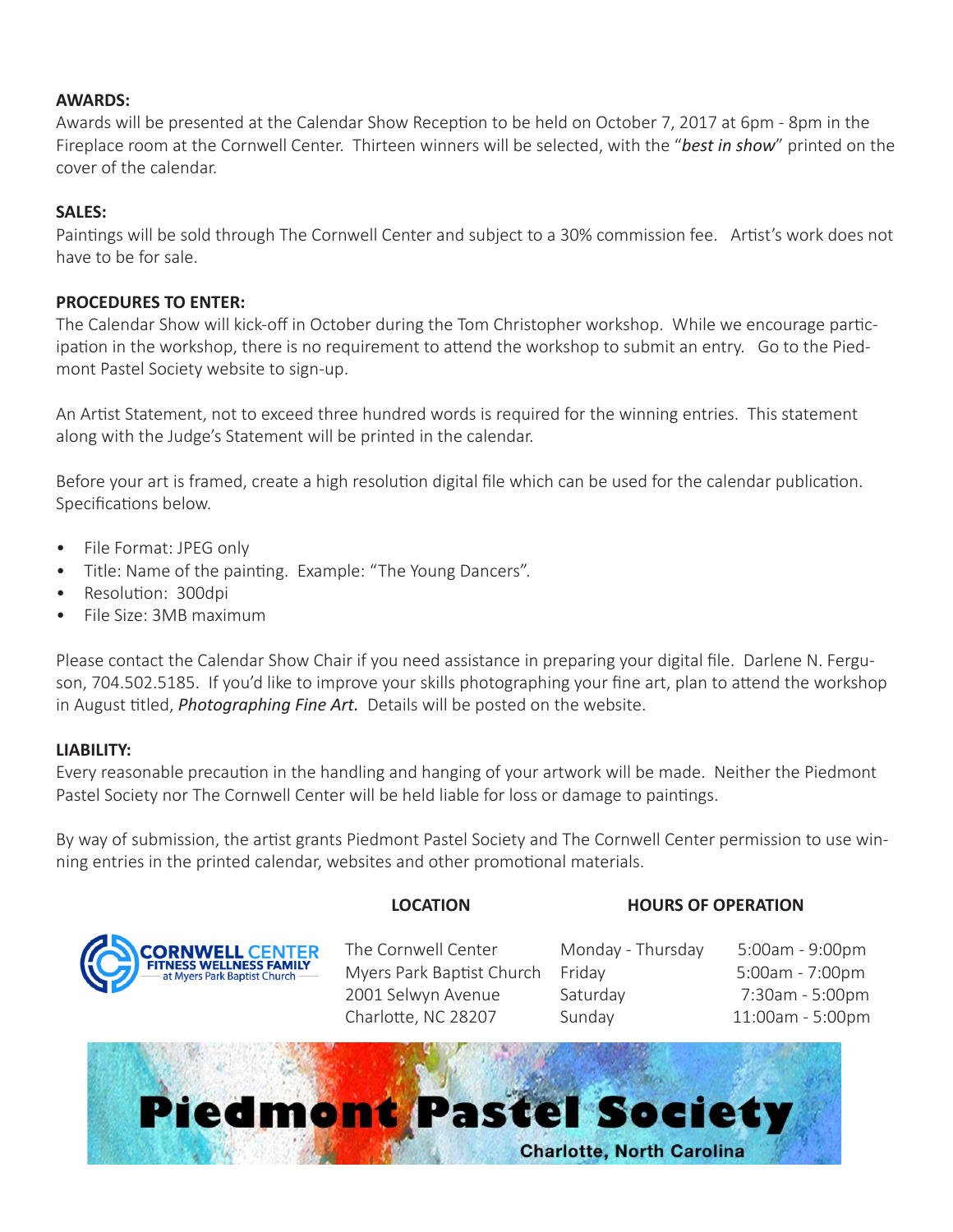**AWARDS:**
Awards will be presented at the Calendar Show Reception to be held on October 7, 2017 at 6pm - 8pm in the Fireplace room at the Cornwell Center. Thirteen winners will be selected, with the "***best in show***" printed on the cover of the calendar.

**SALES:**
Paintings will be sold through The Cornwell Center and subject to a 30% commission fee. Artist's work does not have to be for sale.

**PROCEDURES TO ENTER:**
The Calendar Show will kick-off in October during the Tom Christopher workshop. While we encourage participation in the workshop, there is no requirement to attend the workshop to submit an entry. Go to the Piedmont Pastel Society website to sign-up.

An Artist Statement, not to exceed three hundred words is required for the winning entries. This statement along with the Judge's Statement will be printed in the calendar.

Before your art is framed, create a high resolution digital file which can be used for the calendar publication. Specifications below.

- File Format: JPEG only
- Title: Name of the painting. Example: "The Young Dancers".
- Resolution: 300dpi
- File Size: 3MB maximum

Please contact the Calendar Show Chair if you need assistance in preparing your digital file. Darlene N. Ferguson, 704.502.5185. If you'd like to improve your skills photographing your fine art, plan to attend the workshop in August titled, ***Photographing Fine Art.*** Details will be posted on the website.

**LIABILITY:**
Every reasonable precaution in the handling and hanging of your artwork will be made. Neither the Piedmont Pastel Society nor The Cornwell Center will be held liable for loss or damage to paintings.

By way of submission, the artist grants Piedmont Pastel Society and The Cornwell Center permission to use winning entries in the printed calendar, websites and other promotional materials.

CORNWELL CENTER
FITNESS WELLNESS FAMILY
at Myers Park Baptist Church

**LOCATION**

The Cornwell Center
Myers Park Baptist Church
2001 Selwyn Avenue
Charlotte, NC 28207

**HOURS OF OPERATION**

| | |
|---|---|
| Monday - Thursday | 5:00am - 9:00pm |
| Friday | 5:00am - 7:00pm |
| Saturday | 7:30am - 5:00pm |
| Sunday | 11:00am - 5:00pm |

**Piedmont Pastel Society**
Charlotte, North Carolina